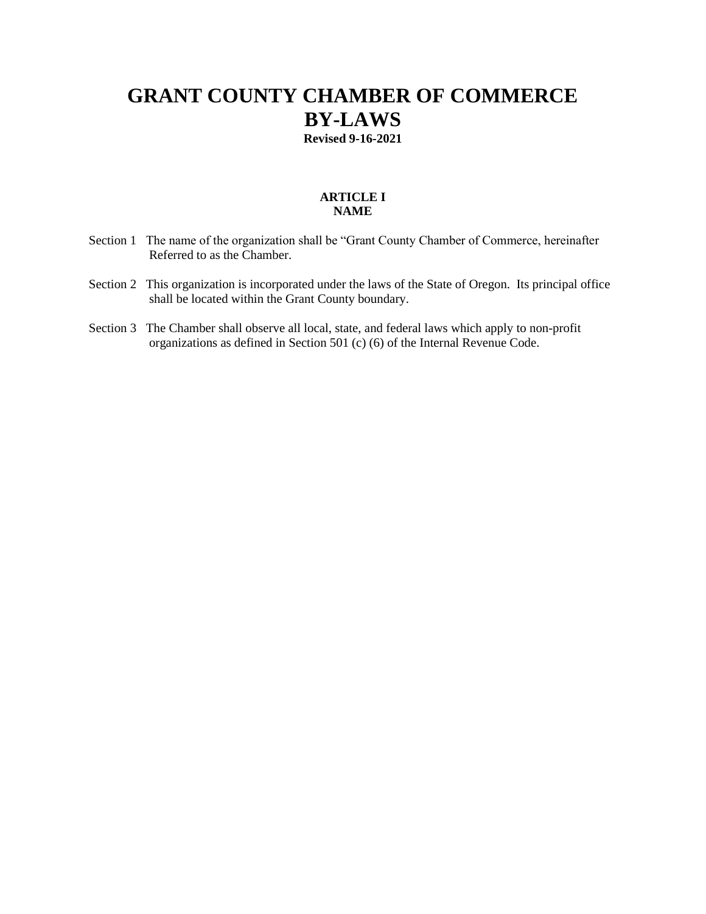# GRANT COUNTY CHAMBER OF COMMERCE BY-LAWS

**Revised 9-16-2021**

## ARTICLE I
## NAME

Section 1 The name of the organization shall be "Grant County Chamber of Commerce, hereinafter Referred to as the Chamber.

Section 2 This organization is incorporated under the laws of the State of Oregon. Its principal office shall be located within the Grant County boundary.

Section 3 The Chamber shall observe all local, state, and federal laws which apply to non-profit organizations as defined in Section 501 (c) (6) of the Internal Revenue Code.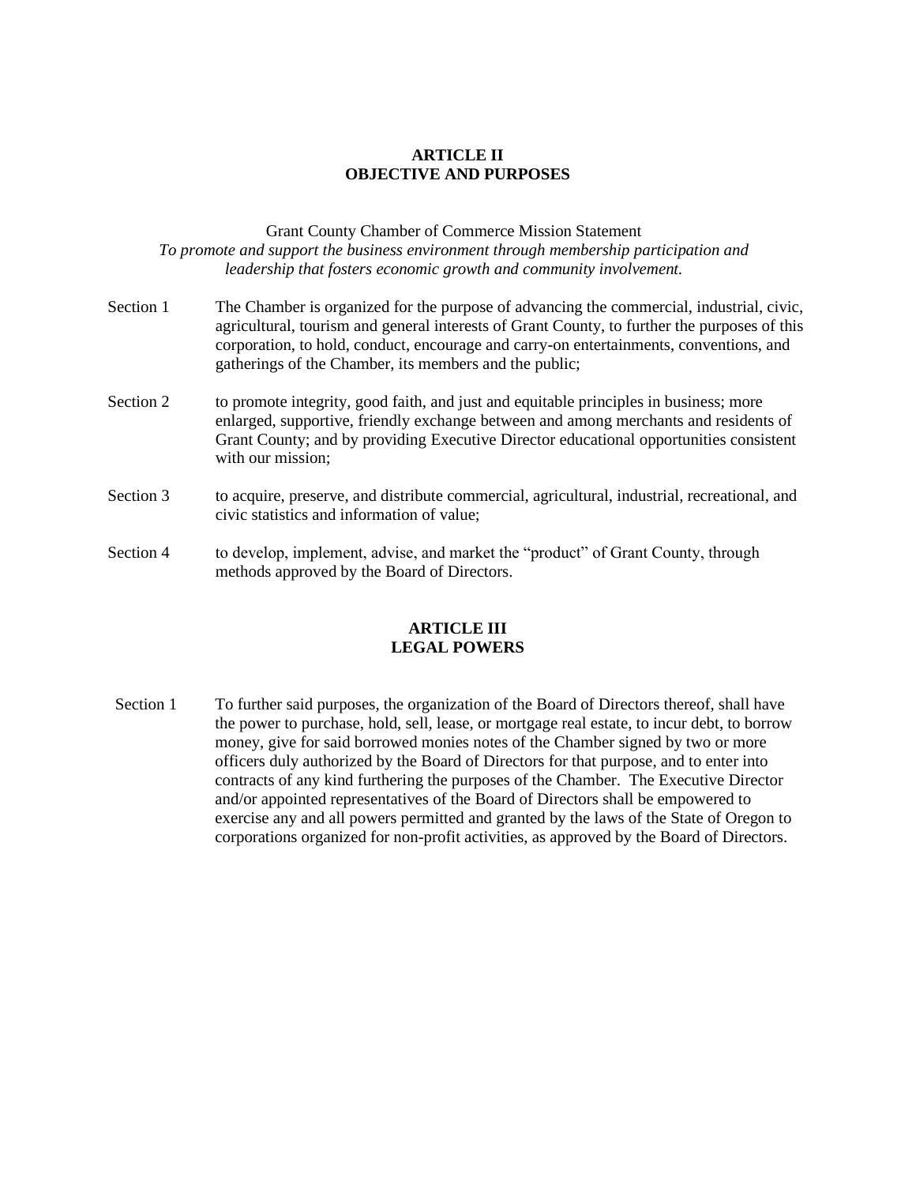## ARTICLE II
## OBJECTIVE AND PURPOSES

Grant County Chamber of Commerce Mission Statement

*To promote and support the business environment through membership participation and leadership that fosters economic growth and community involvement.*

Section 1 The Chamber is organized for the purpose of advancing the commercial, industrial, civic, agricultural, tourism and general interests of Grant County, to further the purposes of this corporation, to hold, conduct, encourage and carry-on entertainments, conventions, and gatherings of the Chamber, its members and the public;

Section 2 to promote integrity, good faith, and just and equitable principles in business; more enlarged, supportive, friendly exchange between and among merchants and residents of Grant County; and by providing Executive Director educational opportunities consistent with our mission;

Section 3 to acquire, preserve, and distribute commercial, agricultural, industrial, recreational, and civic statistics and information of value;

Section 4 to develop, implement, advise, and market the "product" of Grant County, through methods approved by the Board of Directors.

## ARTICLE III
## LEGAL POWERS

Section 1 To further said purposes, the organization of the Board of Directors thereof, shall have the power to purchase, hold, sell, lease, or mortgage real estate, to incur debt, to borrow money, give for said borrowed monies notes of the Chamber signed by two or more officers duly authorized by the Board of Directors for that purpose, and to enter into contracts of any kind furthering the purposes of the Chamber. The Executive Director and/or appointed representatives of the Board of Directors shall be empowered to exercise any and all powers permitted and granted by the laws of the State of Oregon to corporations organized for non-profit activities, as approved by the Board of Directors.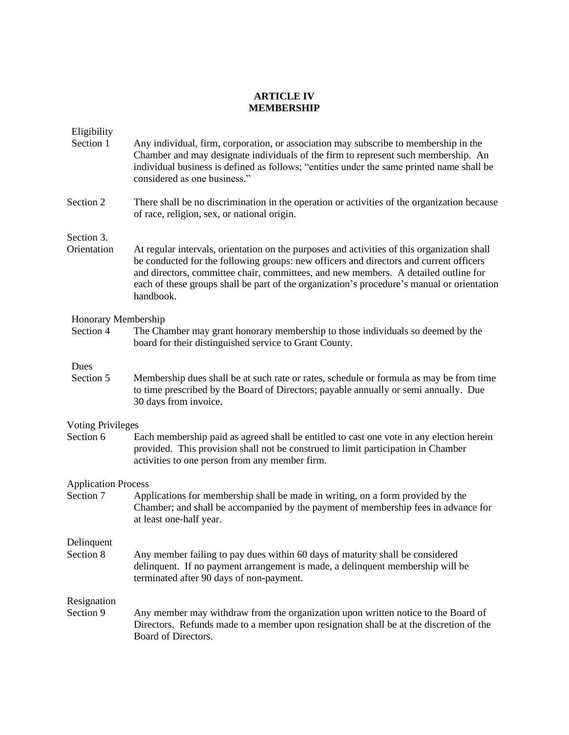## ARTICLE IV
## MEMBERSHIP

**Eligibility**
**Section 1** Any individual, firm, corporation, or association may subscribe to membership in the Chamber and may designate individuals of the firm to represent such membership. An individual business is defined as follows; "entities under the same printed name shall be considered as one business."

**Section 2** There shall be no discrimination in the operation or activities of the organization because of race, religion, sex, or national origin.

**Section 3.**
**Orientation** At regular intervals, orientation on the purposes and activities of this organization shall be conducted for the following groups: new officers and directors and current officers and directors, committee chair, committees, and new members. A detailed outline for each of these groups shall be part of the organization's procedure's manual or orientation handbook.

**Honorary Membership**
**Section 4** The Chamber may grant honorary membership to those individuals so deemed by the board for their distinguished service to Grant County.

**Dues**
**Section 5** Membership dues shall be at such rate or rates, schedule or formula as may be from time to time prescribed by the Board of Directors; payable annually or semi annually. Due 30 days from invoice.

**Voting Privileges**
**Section 6** Each membership paid as agreed shall be entitled to cast one vote in any election herein provided. This provision shall not be construed to limit participation in Chamber activities to one person from any member firm.

**Application Process**
**Section 7** Applications for membership shall be made in writing, on a form provided by the Chamber; and shall be accompanied by the payment of membership fees in advance for at least one-half year.

**Delinquent**
**Section 8** Any member failing to pay dues within 60 days of maturity shall be considered delinquent. If no payment arrangement is made, a delinquent membership will be terminated after 90 days of non-payment.

**Resignation**
**Section 9** Any member may withdraw from the organization upon written notice to the Board of Directors. Refunds made to a member upon resignation shall be at the discretion of the Board of Directors.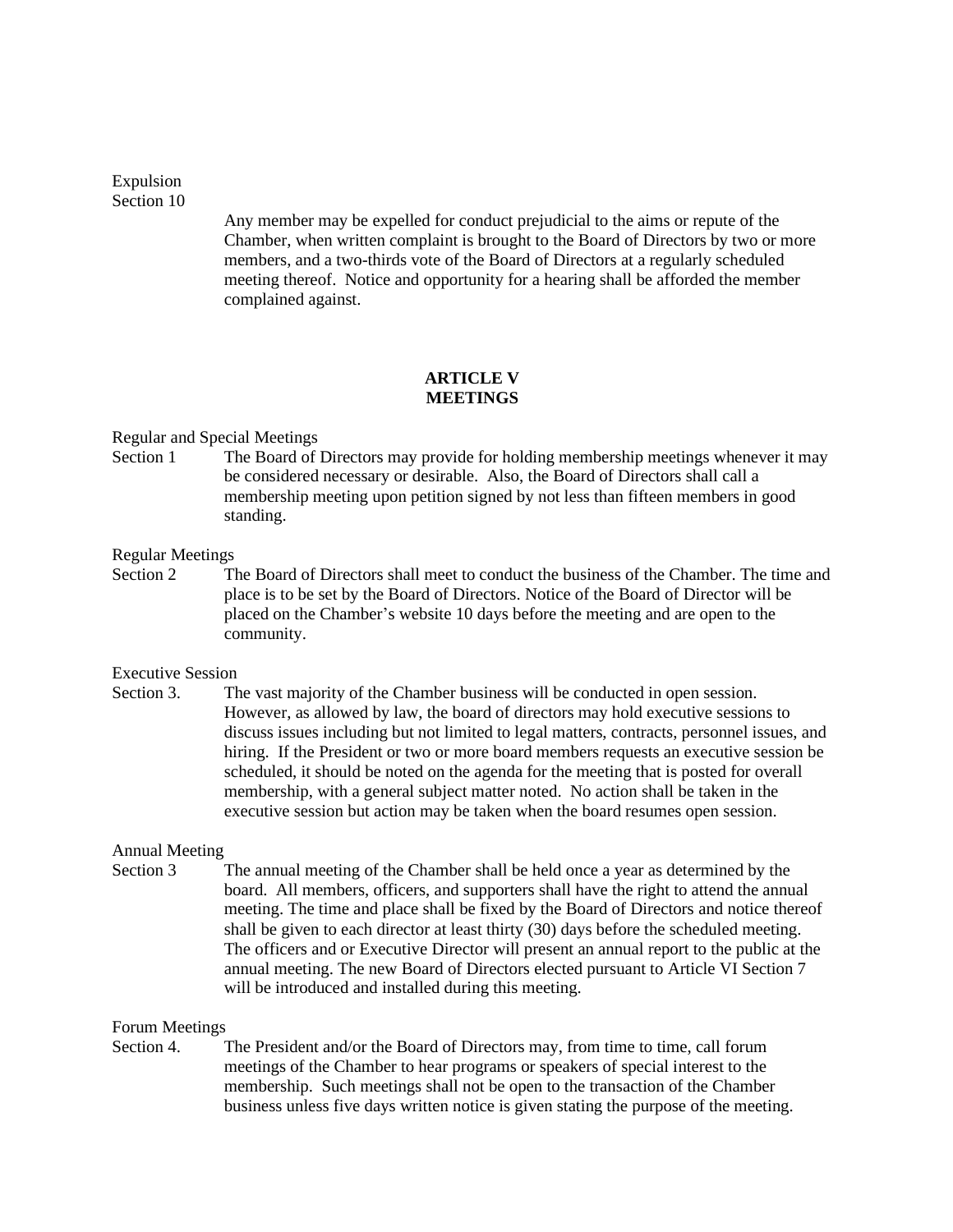Expulsion
Section 10

Any member may be expelled for conduct prejudicial to the aims or repute of the Chamber, when written complaint is brought to the Board of Directors by two or more members, and a two-thirds vote of the Board of Directors at a regularly scheduled meeting thereof. Notice and opportunity for a hearing shall be afforded the member complained against.

## ARTICLE V
## MEETINGS

Regular and Special Meetings
Section 1 The Board of Directors may provide for holding membership meetings whenever it may be considered necessary or desirable. Also, the Board of Directors shall call a membership meeting upon petition signed by not less than fifteen members in good standing.

Regular Meetings
Section 2 The Board of Directors shall meet to conduct the business of the Chamber. The time and place is to be set by the Board of Directors. Notice of the Board of Director will be placed on the Chamber's website 10 days before the meeting and are open to the community.

Executive Session
Section 3. The vast majority of the Chamber business will be conducted in open session. However, as allowed by law, the board of directors may hold executive sessions to discuss issues including but not limited to legal matters, contracts, personnel issues, and hiring. If the President or two or more board members requests an executive session be scheduled, it should be noted on the agenda for the meeting that is posted for overall membership, with a general subject matter noted. No action shall be taken in the executive session but action may be taken when the board resumes open session.

Annual Meeting
Section 3 The annual meeting of the Chamber shall be held once a year as determined by the board. All members, officers, and supporters shall have the right to attend the annual meeting. The time and place shall be fixed by the Board of Directors and notice thereof shall be given to each director at least thirty (30) days before the scheduled meeting. The officers and or Executive Director will present an annual report to the public at the annual meeting. The new Board of Directors elected pursuant to Article VI Section 7 will be introduced and installed during this meeting.

Forum Meetings
Section 4. The President and/or the Board of Directors may, from time to time, call forum meetings of the Chamber to hear programs or speakers of special interest to the membership. Such meetings shall not be open to the transaction of the Chamber business unless five days written notice is given stating the purpose of the meeting.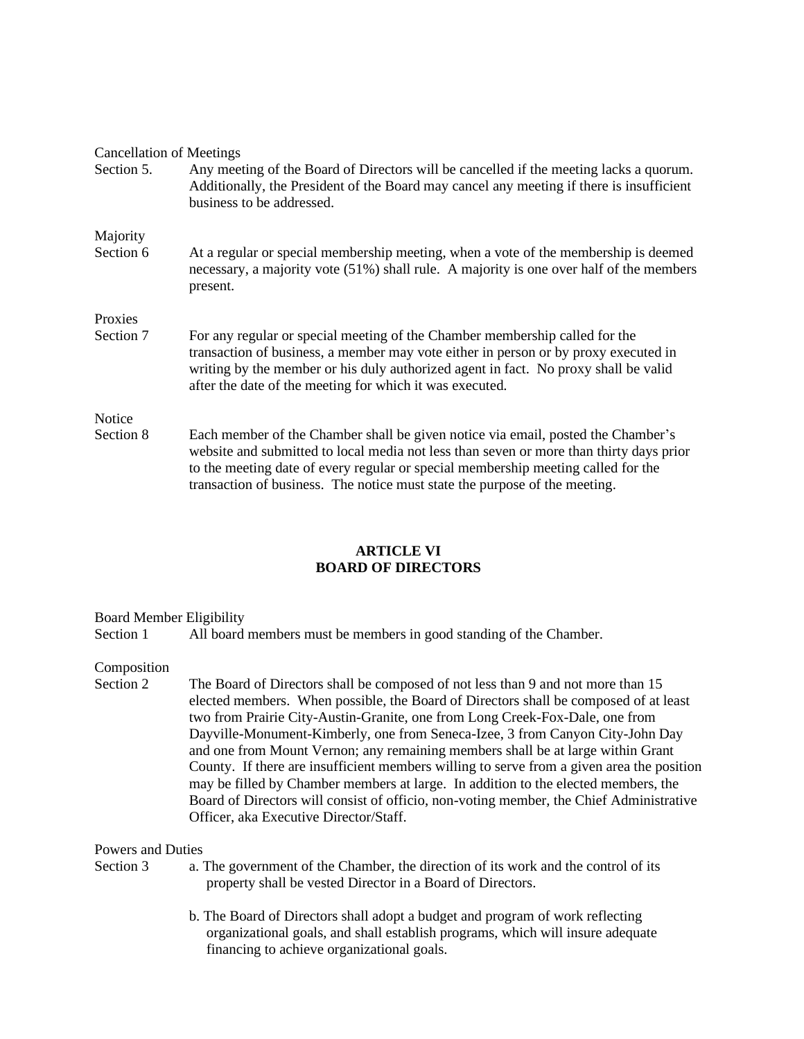Cancellation of Meetings

Section 5. Any meeting of the Board of Directors will be cancelled if the meeting lacks a quorum. Additionally, the President of the Board may cancel any meeting if there is insufficient business to be addressed.

Majority

Section 6 At a regular or special membership meeting, when a vote of the membership is deemed necessary, a majority vote (51%) shall rule. A majority is one over half of the members present.

Proxies

Section 7 For any regular or special meeting of the Chamber membership called for the transaction of business, a member may vote either in person or by proxy executed in writing by the member or his duly authorized agent in fact. No proxy shall be valid after the date of the meeting for which it was executed.

Notice

Section 8 Each member of the Chamber shall be given notice via email, posted the Chamber's website and submitted to local media not less than seven or more than thirty days prior to the meeting date of every regular or special membership meeting called for the transaction of business. The notice must state the purpose of the meeting.

## ARTICLE VI
## BOARD OF DIRECTORS

Board Member Eligibility

Section 1 All board members must be members in good standing of the Chamber.

Composition

Section 2 The Board of Directors shall be composed of not less than 9 and not more than 15 elected members. When possible, the Board of Directors shall be composed of at least two from Prairie City-Austin-Granite, one from Long Creek-Fox-Dale, one from Dayville-Monument-Kimberly, one from Seneca-Izee, 3 from Canyon City-John Day and one from Mount Vernon; any remaining members shall be at large within Grant County. If there are insufficient members willing to serve from a given area the position may be filled by Chamber members at large. In addition to the elected members, the Board of Directors will consist of officio, non-voting member, the Chief Administrative Officer, aka Executive Director/Staff.

Powers and Duties

Section 3 a. The government of the Chamber, the direction of its work and the control of its property shall be vested Director in a Board of Directors.

b. The Board of Directors shall adopt a budget and program of work reflecting organizational goals, and shall establish programs, which will insure adequate financing to achieve organizational goals.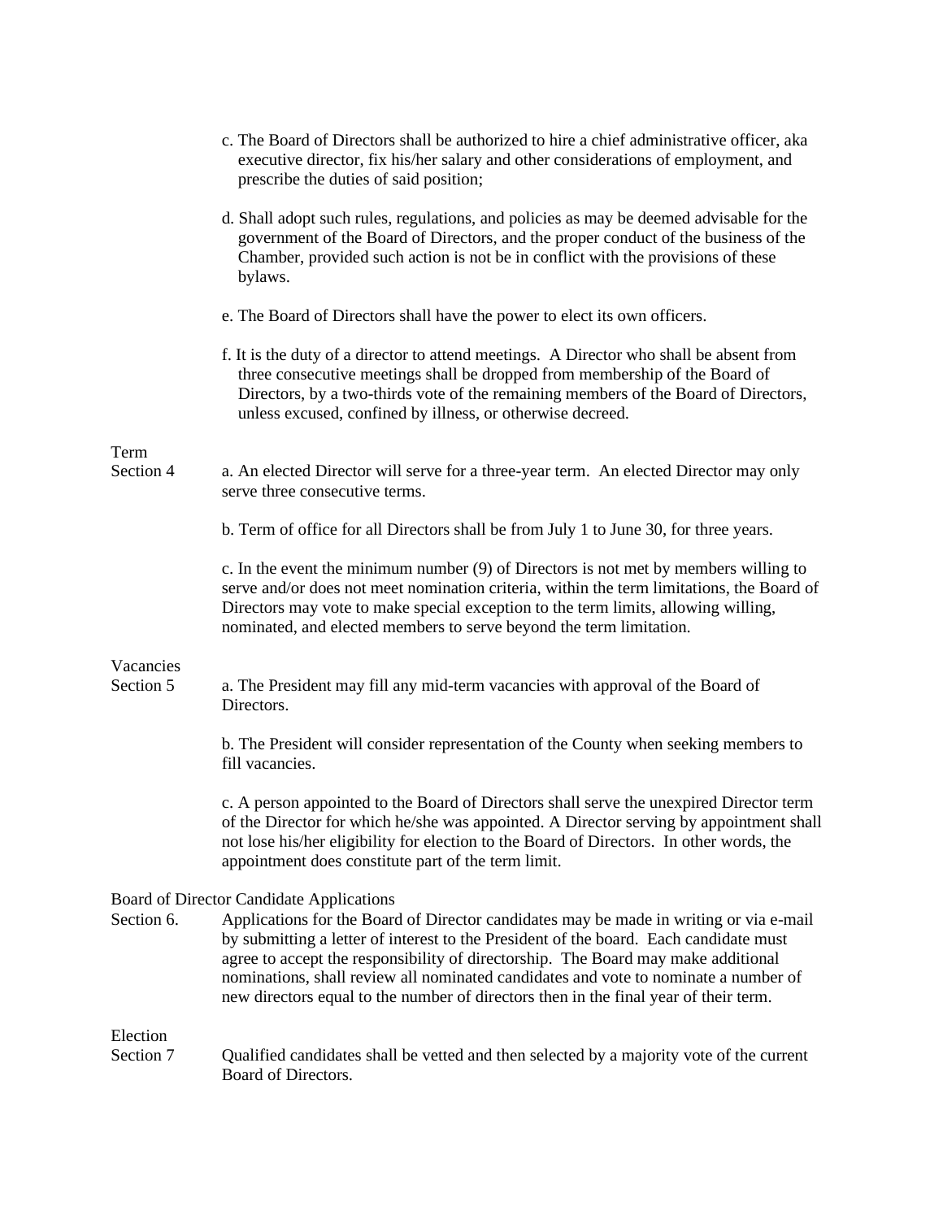c. The Board of Directors shall be authorized to hire a chief administrative officer, aka executive director, fix his/her salary and other considerations of employment, and prescribe the duties of said position;

d. Shall adopt such rules, regulations, and policies as may be deemed advisable for the government of the Board of Directors, and the proper conduct of the business of the Chamber, provided such action is not be in conflict with the provisions of these bylaws.

e. The Board of Directors shall have the power to elect its own officers.

f. It is the duty of a director to attend meetings. A Director who shall be absent from three consecutive meetings shall be dropped from membership of the Board of Directors, by a two-thirds vote of the remaining members of the Board of Directors, unless excused, confined by illness, or otherwise decreed.

Term

Section 4

a. An elected Director will serve for a three-year term. An elected Director may only serve three consecutive terms.

b. Term of office for all Directors shall be from July 1 to June 30, for three years.

c. In the event the minimum number (9) of Directors is not met by members willing to serve and/or does not meet nomination criteria, within the term limitations, the Board of Directors may vote to make special exception to the term limits, allowing willing, nominated, and elected members to serve beyond the term limitation.

Vacancies

Section 5

a. The President may fill any mid-term vacancies with approval of the Board of Directors.

b. The President will consider representation of the County when seeking members to fill vacancies.

c. A person appointed to the Board of Directors shall serve the unexpired Director term of the Director for which he/she was appointed. A Director serving by appointment shall not lose his/her eligibility for election to the Board of Directors. In other words, the appointment does constitute part of the term limit.

Board of Director Candidate Applications

Section 6. Applications for the Board of Director candidates may be made in writing or via e-mail by submitting a letter of interest to the President of the board. Each candidate must agree to accept the responsibility of directorship. The Board may make additional nominations, shall review all nominated candidates and vote to nominate a number of new directors equal to the number of directors then in the final year of their term.

Election

Section 7 Qualified candidates shall be vetted and then selected by a majority vote of the current Board of Directors.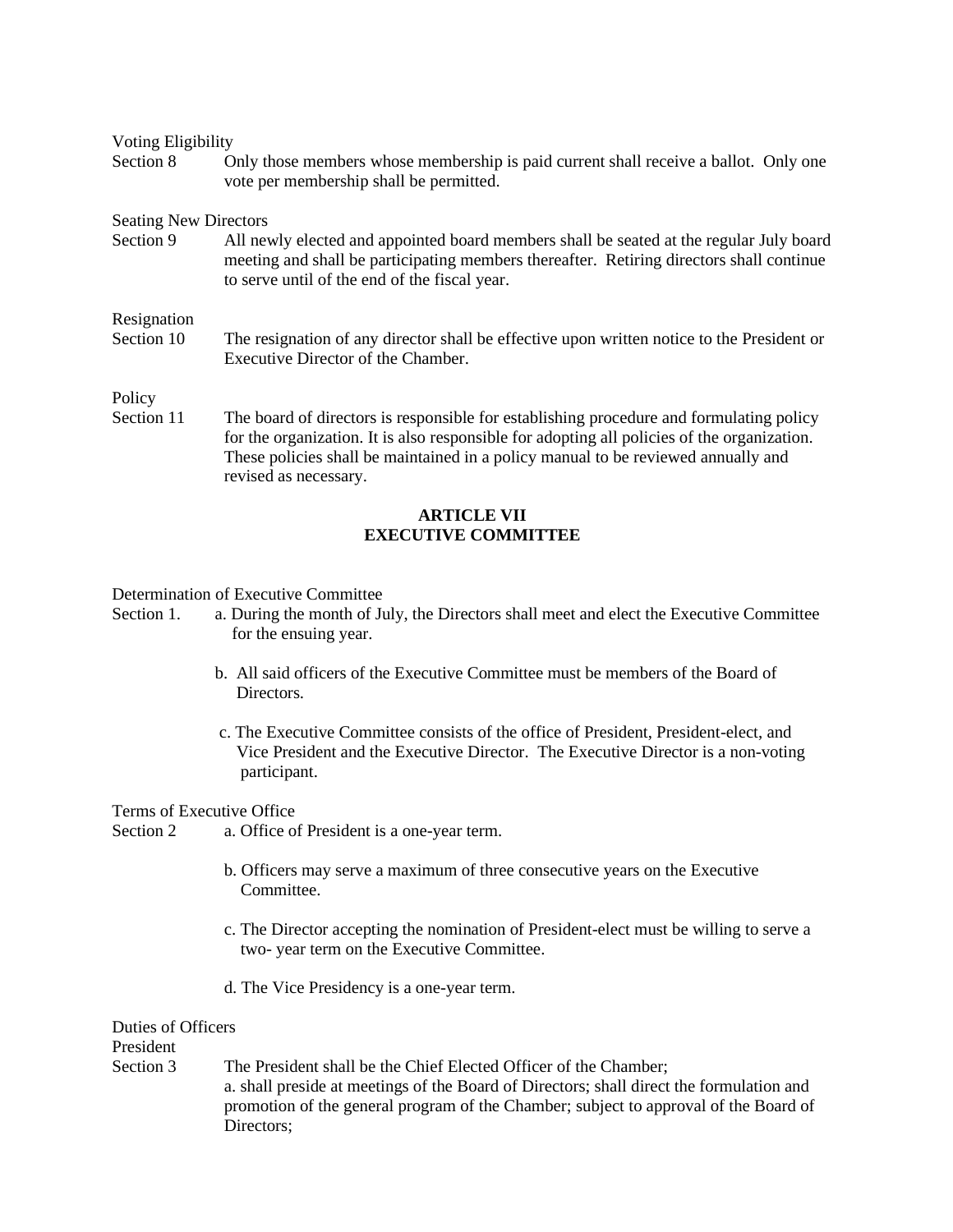Voting Eligibility

Section 8 Only those members whose membership is paid current shall receive a ballot. Only one vote per membership shall be permitted.

Seating New Directors

Section 9 All newly elected and appointed board members shall be seated at the regular July board meeting and shall be participating members thereafter. Retiring directors shall continue to serve until of the end of the fiscal year.

Resignation

Section 10 The resignation of any director shall be effective upon written notice to the President or Executive Director of the Chamber.

Policy

Section 11 The board of directors is responsible for establishing procedure and formulating policy for the organization. It is also responsible for adopting all policies of the organization. These policies shall be maintained in a policy manual to be reviewed annually and revised as necessary.

## ARTICLE VII
## EXECUTIVE COMMITTEE

Determination of Executive Committee

Section 1.

a. During the month of July, the Directors shall meet and elect the Executive Committee for the ensuing year.

b. All said officers of the Executive Committee must be members of the Board of Directors.

c. The Executive Committee consists of the office of President, President-elect, and Vice President and the Executive Director. The Executive Director is a non-voting participant.

Terms of Executive Office

Section 2

a. Office of President is a one-year term.

b. Officers may serve a maximum of three consecutive years on the Executive Committee.

c. The Director accepting the nomination of President-elect must be willing to serve a two- year term on the Executive Committee.

d. The Vice Presidency is a one-year term.

Duties of Officers

President

Section 3 The President shall be the Chief Elected Officer of the Chamber;

a. shall preside at meetings of the Board of Directors; shall direct the formulation and promotion of the general program of the Chamber; subject to approval of the Board of Directors;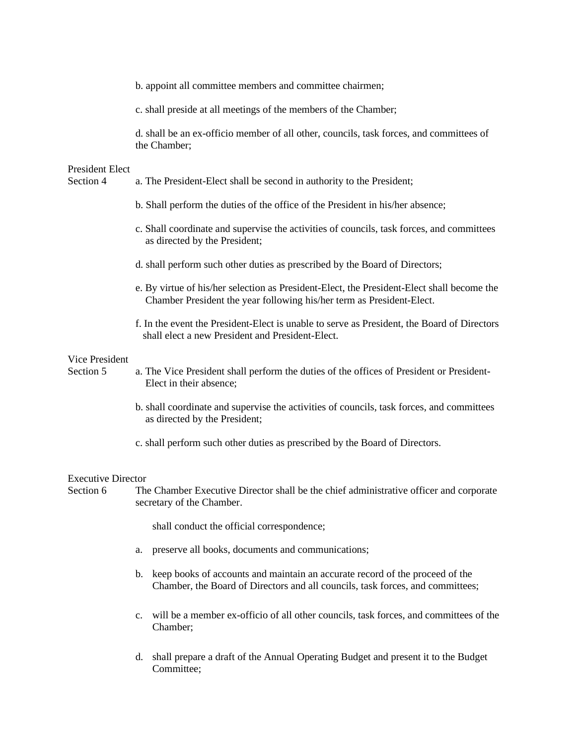b. appoint all committee members and committee chairmen;

c. shall preside at all meetings of the members of the Chamber;

d. shall be an ex-officio member of all other, councils, task forces, and committees of the Chamber;

President Elect
Section 4

a. The President-Elect shall be second in authority to the President;

b. Shall perform the duties of the office of the President in his/her absence;

c. Shall coordinate and supervise the activities of councils, task forces, and committees as directed by the President;

d. shall perform such other duties as prescribed by the Board of Directors;

e. By virtue of his/her selection as President-Elect, the President-Elect shall become the Chamber President the year following his/her term as President-Elect.

f. In the event the President-Elect is unable to serve as President, the Board of Directors shall elect a new President and President-Elect.

Vice President
Section 5

a. The Vice President shall perform the duties of the offices of President or President-Elect in their absence;

b. shall coordinate and supervise the activities of councils, task forces, and committees as directed by the President;

c. shall perform such other duties as prescribed by the Board of Directors.

Executive Director
Section 6

The Chamber Executive Director shall be the chief administrative officer and corporate secretary of the Chamber.

shall conduct the official correspondence;

a. preserve all books, documents and communications;

b. keep books of accounts and maintain an accurate record of the proceed of the Chamber, the Board of Directors and all councils, task forces, and committees;

c. will be a member ex-officio of all other councils, task forces, and committees of the Chamber;

d. shall prepare a draft of the Annual Operating Budget and present it to the Budget Committee;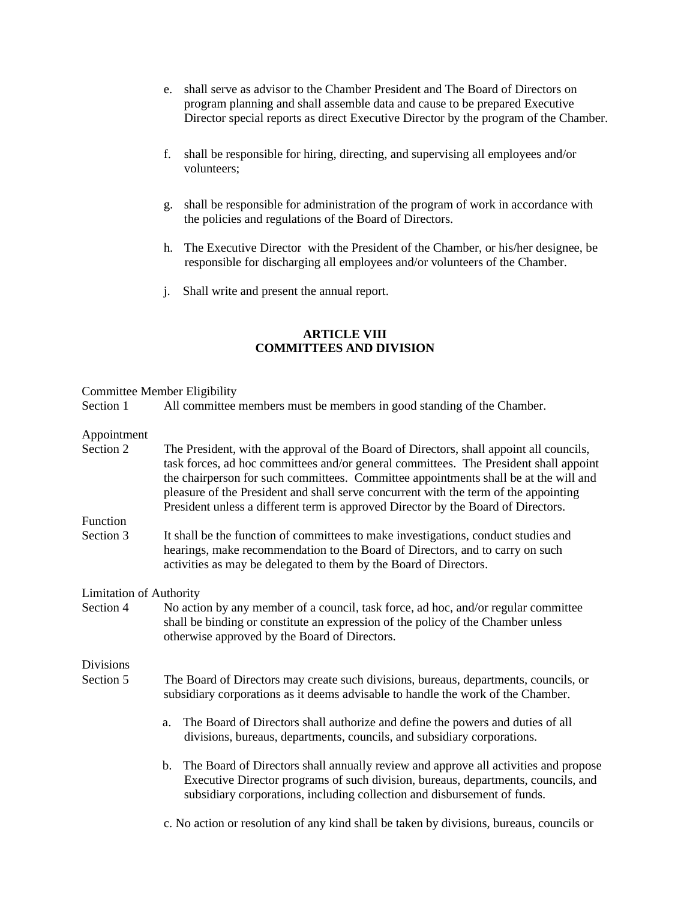e. shall serve as advisor to the Chamber President and The Board of Directors on program planning and shall assemble data and cause to be prepared Executive Director special reports as direct Executive Director by the program of the Chamber.

f. shall be responsible for hiring, directing, and supervising all employees and/or volunteers;

g. shall be responsible for administration of the program of work in accordance with the policies and regulations of the Board of Directors.

h. The Executive Director with the President of the Chamber, or his/her designee, be responsible for discharging all employees and/or volunteers of the Chamber.

j. Shall write and present the annual report.

## ARTICLE VIII
## COMMITTEES AND DIVISION

Committee Member Eligibility

Section 1 All committee members must be members in good standing of the Chamber.

Appointment

Section 2 The President, with the approval of the Board of Directors, shall appoint all councils, task forces, ad hoc committees and/or general committees. The President shall appoint the chairperson for such committees. Committee appointments shall be at the will and pleasure of the President and shall serve concurrent with the term of the appointing President unless a different term is approved Director by the Board of Directors.

Function

Section 3 It shall be the function of committees to make investigations, conduct studies and hearings, make recommendation to the Board of Directors, and to carry on such activities as may be delegated to them by the Board of Directors.

Limitation of Authority

Section 4 No action by any member of a council, task force, ad hoc, and/or regular committee shall be binding or constitute an expression of the policy of the Chamber unless otherwise approved by the Board of Directors.

Divisions

Section 5 The Board of Directors may create such divisions, bureaus, departments, councils, or subsidiary corporations as it deems advisable to handle the work of the Chamber.

a. The Board of Directors shall authorize and define the powers and duties of all divisions, bureaus, departments, councils, and subsidiary corporations.

b. The Board of Directors shall annually review and approve all activities and propose Executive Director programs of such division, bureaus, departments, councils, and subsidiary corporations, including collection and disbursement of funds.

c. No action or resolution of any kind shall be taken by divisions, bureaus, councils or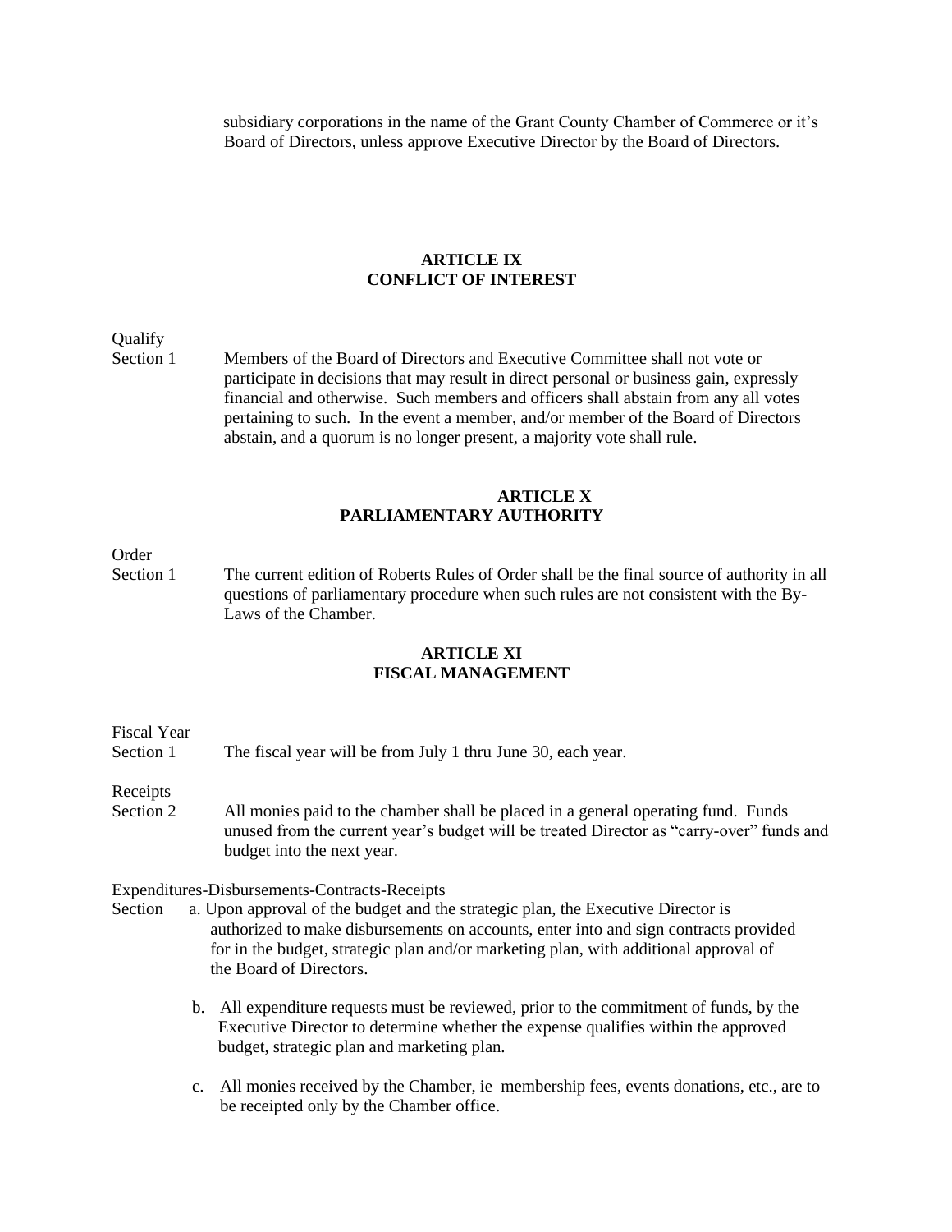subsidiary corporations in the name of the Grant County Chamber of Commerce or it's Board of Directors, unless approve Executive Director by the Board of Directors.

## ARTICLE IX
## CONFLICT OF INTEREST

Qualify
Section 1 Members of the Board of Directors and Executive Committee shall not vote or participate in decisions that may result in direct personal or business gain, expressly financial and otherwise. Such members and officers shall abstain from any all votes pertaining to such. In the event a member, and/or member of the Board of Directors abstain, and a quorum is no longer present, a majority vote shall rule.

## ARTICLE X
## PARLIAMENTARY AUTHORITY

Order
Section 1 The current edition of Roberts Rules of Order shall be the final source of authority in all questions of parliamentary procedure when such rules are not consistent with the By-Laws of the Chamber.

## ARTICLE XI
## FISCAL MANAGEMENT

Fiscal Year
Section 1 The fiscal year will be from July 1 thru June 30, each year.

Receipts
Section 2 All monies paid to the chamber shall be placed in a general operating fund. Funds unused from the current year's budget will be treated Director as "carry-over" funds and budget into the next year.

Expenditures-Disbursements-Contracts-Receipts
Section a. Upon approval of the budget and the strategic plan, the Executive Director is authorized to make disbursements on accounts, enter into and sign contracts provided for in the budget, strategic plan and/or marketing plan, with additional approval of the Board of Directors.

b. All expenditure requests must be reviewed, prior to the commitment of funds, by the Executive Director to determine whether the expense qualifies within the approved budget, strategic plan and marketing plan.

c. All monies received by the Chamber, ie membership fees, events donations, etc., are to be receipted only by the Chamber office.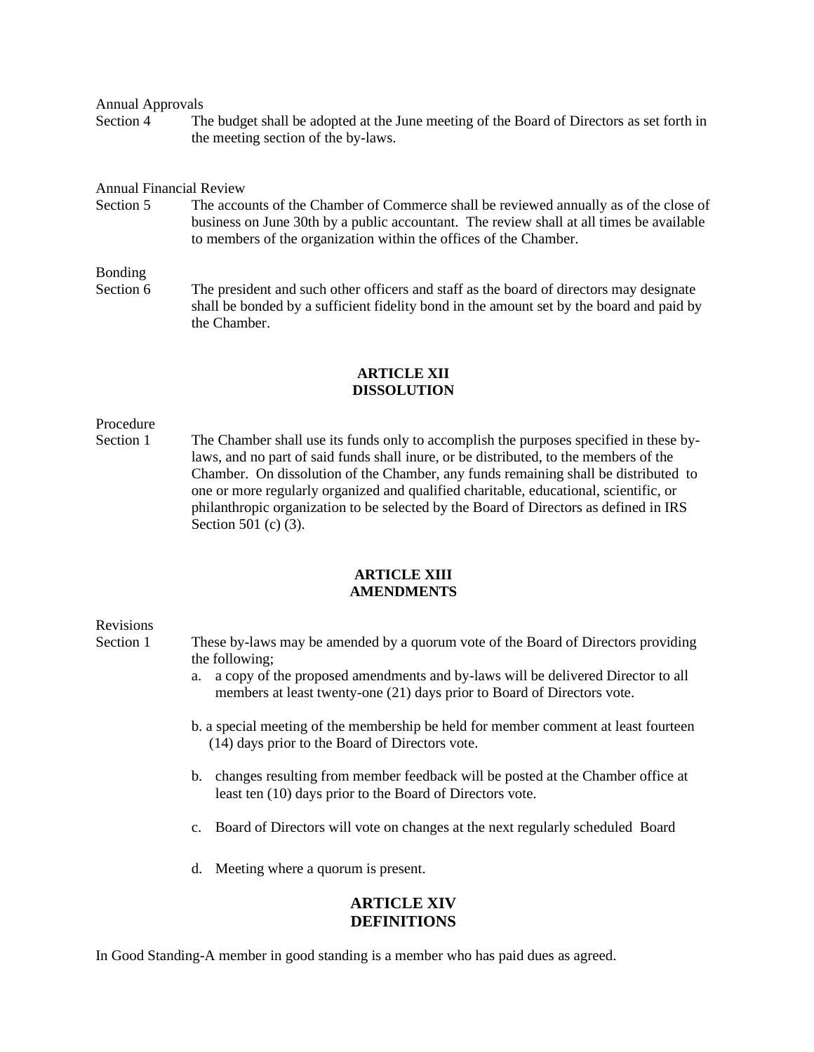Annual Approvals

Section 4 The budget shall be adopted at the June meeting of the Board of Directors as set forth in the meeting section of the by-laws.

Annual Financial Review

Section 5 The accounts of the Chamber of Commerce shall be reviewed annually as of the close of business on June 30th by a public accountant. The review shall at all times be available to members of the organization within the offices of the Chamber.

Bonding

Section 6 The president and such other officers and staff as the board of directors may designate shall be bonded by a sufficient fidelity bond in the amount set by the board and paid by the Chamber.

**ARTICLE XII**
**DISSOLUTION**

Procedure

Section 1 The Chamber shall use its funds only to accomplish the purposes specified in these by-laws, and no part of said funds shall inure, or be distributed, to the members of the Chamber. On dissolution of the Chamber, any funds remaining shall be distributed to one or more regularly organized and qualified charitable, educational, scientific, or philanthropic organization to be selected by the Board of Directors as defined in IRS Section 501 (c) (3).

**ARTICLE XIII**
**AMENDMENTS**

Revisions

Section 1 These by-laws may be amended by a quorum vote of the Board of Directors providing the following;

a. a copy of the proposed amendments and by-laws will be delivered Director to all members at least twenty-one (21) days prior to Board of Directors vote.

b. a special meeting of the membership be held for member comment at least fourteen (14) days prior to the Board of Directors vote.

b. changes resulting from member feedback will be posted at the Chamber office at least ten (10) days prior to the Board of Directors vote.

c. Board of Directors will vote on changes at the next regularly scheduled Board

d. Meeting where a quorum is present.

## ARTICLE XIV
## DEFINITIONS

In Good Standing-A member in good standing is a member who has paid dues as agreed.